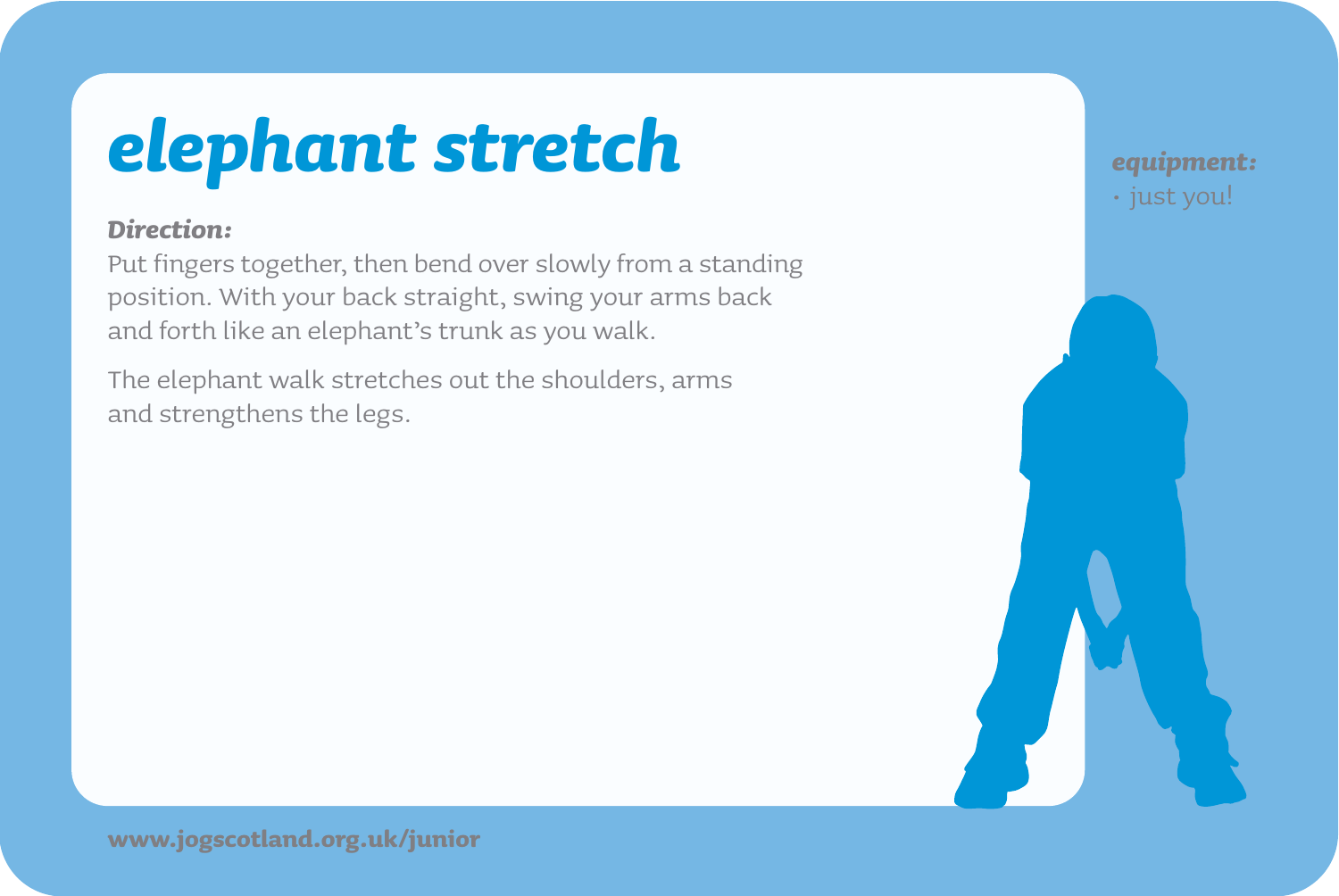# elephant stretch

***Direction:***

Put fingers together, then bend over slowly from a standing position. With your back straight, swing your arms back and forth like an elephant's trunk as you walk.

The elephant walk stretches out the shoulders, arms and strengthens the legs.

***equipment:***

- just you!

**www.jogscotland.org.uk/junior**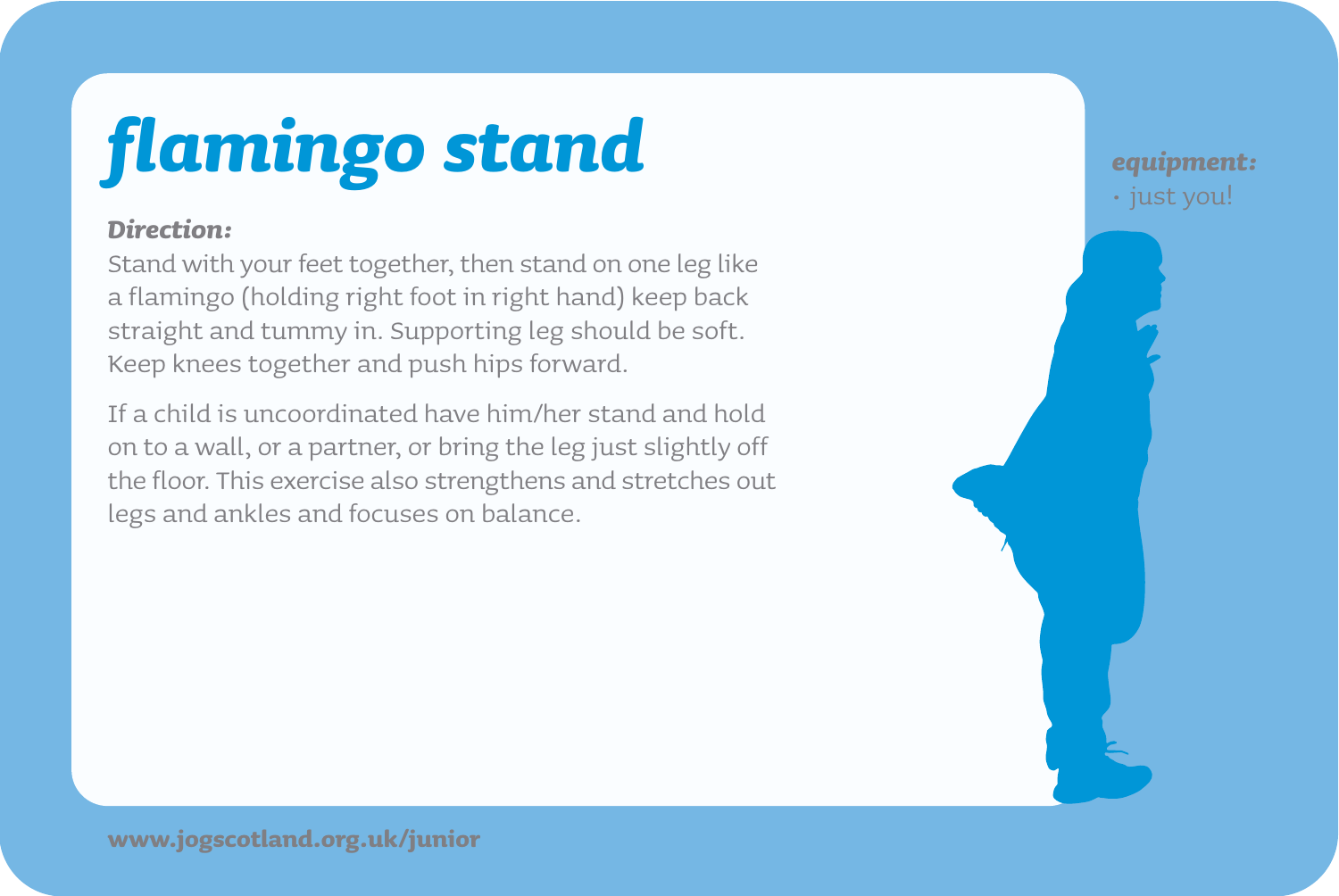# flamingo stand

***Direction:***

Stand with your feet together, then stand on one leg like a flamingo (holding right foot in right hand) keep back straight and tummy in. Supporting leg should be soft. Keep knees together and push hips forward.

If a child is uncoordinated have him/her stand and hold on to a wall, or a partner, or bring the leg just slightly off the floor. This exercise also strengthens and stretches out legs and ankles and focuses on balance.

***equipment:***

- just you!

**www.jogscotland.org.uk/junior**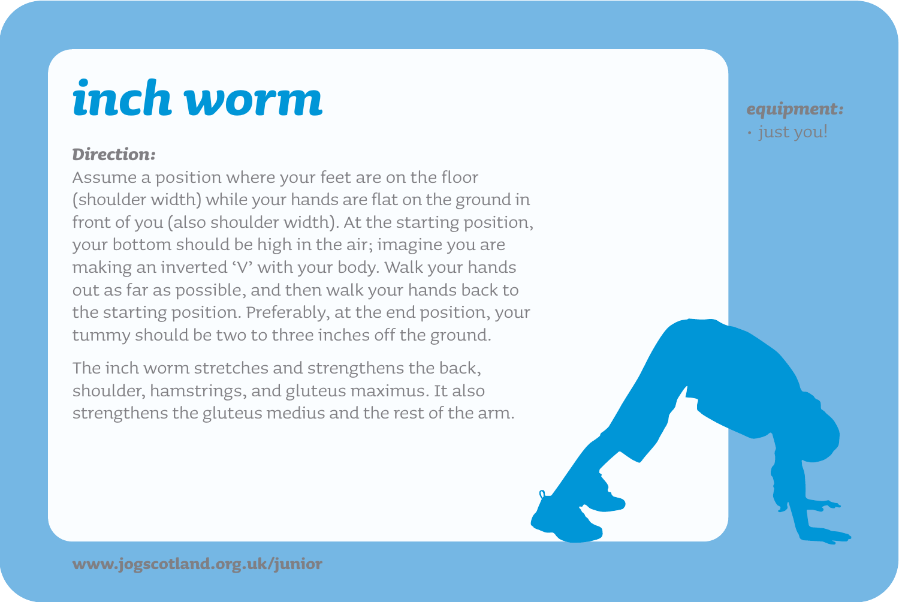# inch worm

***Direction:***

Assume a position where your feet are on the floor (shoulder width) while your hands are flat on the ground in front of you (also shoulder width). At the starting position, your bottom should be high in the air; imagine you are making an inverted 'V' with your body. Walk your hands out as far as possible, and then walk your hands back to the starting position. Preferably, at the end position, your tummy should be two to three inches off the ground.

The inch worm stretches and strengthens the back, shoulder, hamstrings, and gluteus maximus. It also strengthens the gluteus medius and the rest of the arm.

***equipment:***

- just you!

**www.jogscotland.org.uk/junior**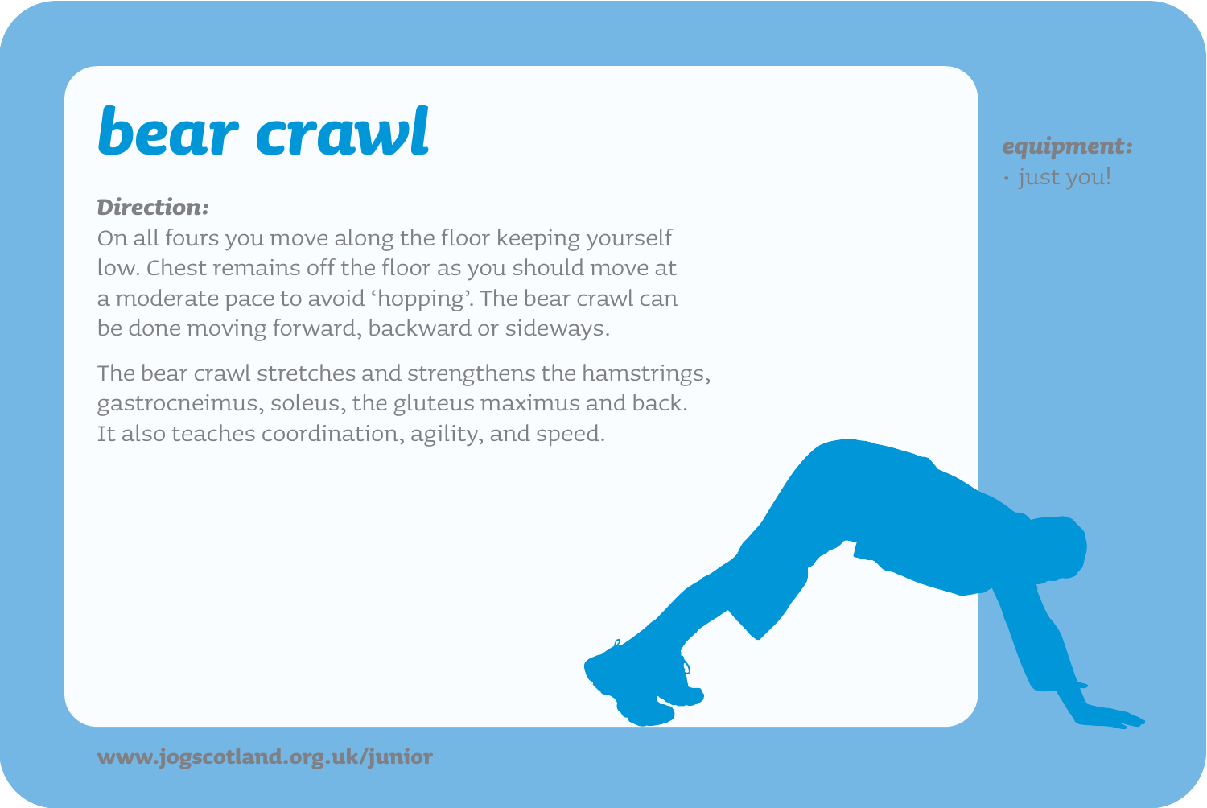# bear crawl

***Direction:***

On all fours you move along the floor keeping yourself low. Chest remains off the floor as you should move at a moderate pace to avoid 'hopping'. The bear crawl can be done moving forward, backward or sideways.

The bear crawl stretches and strengthens the hamstrings, gastrocneimus, soleus, the gluteus maximus and back. It also teaches coordination, agility, and speed.

***equipment:***

- just you!

**www.jogscotland.org.uk/junior**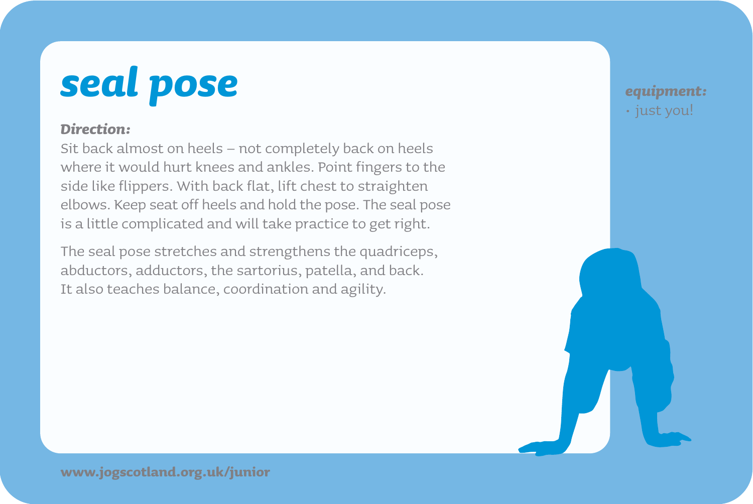# seal pose

***Direction:***

Sit back almost on heels – not completely back on heels where it would hurt knees and ankles. Point fingers to the side like flippers. With back flat, lift chest to straighten elbows. Keep seat off heels and hold the pose. The seal pose is a little complicated and will take practice to get right.

The seal pose stretches and strengthens the quadriceps, abductors, adductors, the sartorius, patella, and back. It also teaches balance, coordination and agility.

***equipment:***

- just you!

**www.jogscotland.org.uk/junior**